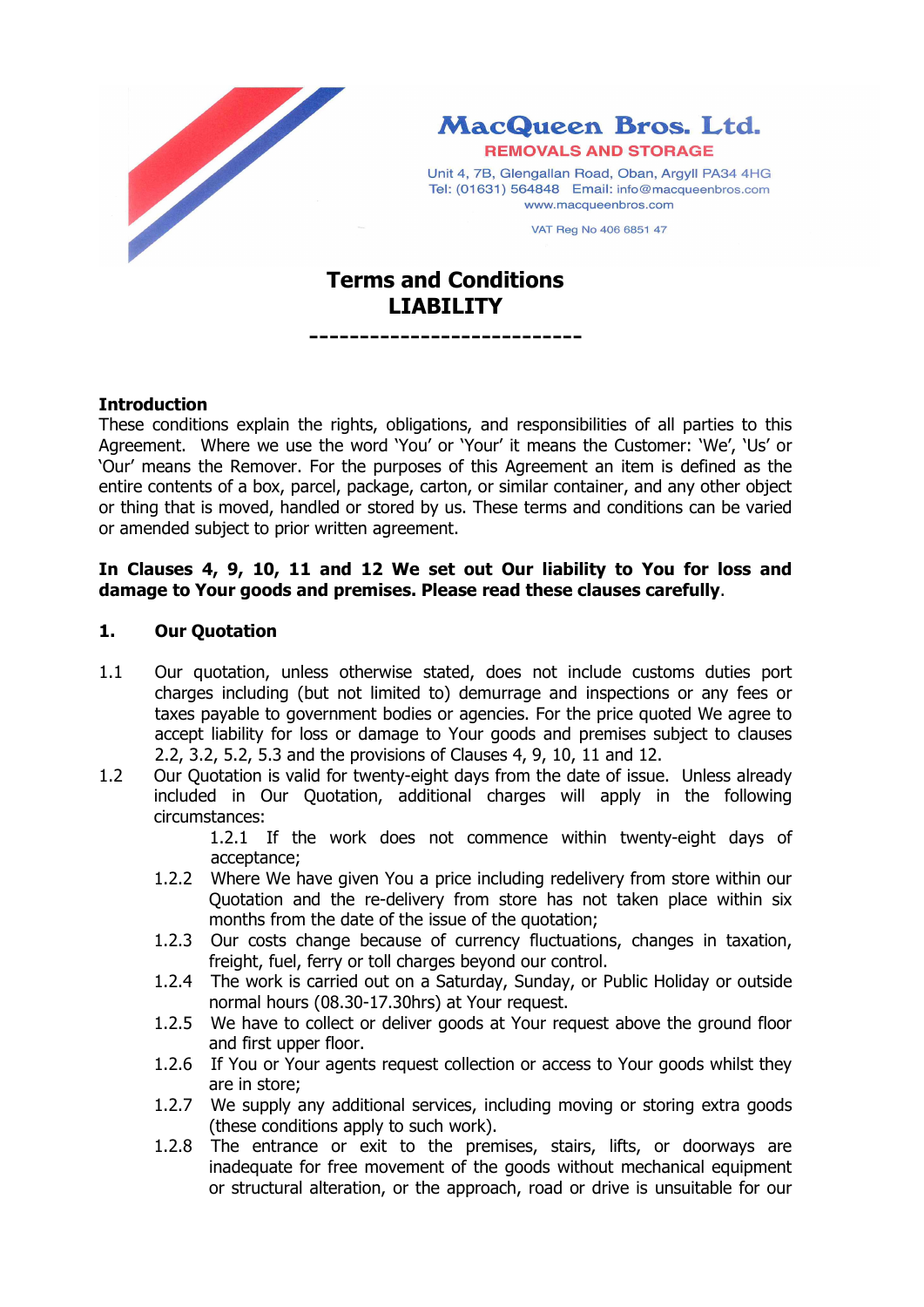**MacQueen Bros. Ltd.**
**REMOVALS AND STORAGE**
Unit 4, 7B, Glengallan Road, Oban, Argyll PA34 4HG
Tel: (01631) 564848 Email: info@macqueenbros.com
www.macqueenbros.com
VAT Reg No 406 6851 47

# Terms and Conditions
# LIABILITY

---

**Introduction**
These conditions explain the rights, obligations, and responsibilities of all parties to this Agreement. Where we use the word 'You' or 'Your' it means the Customer: 'We', 'Us' or 'Our' means the Remover. For the purposes of this Agreement an item is defined as the entire contents of a box, parcel, package, carton, or similar container, and any other object or thing that is moved, handled or stored by us. These terms and conditions can be varied or amended subject to prior written agreement.

**In Clauses 4, 9, 10, 11 and 12 We set out Our liability to You for loss and damage to Your goods and premises. Please read these clauses carefully**.

## 1. Our Quotation

1.1 Our quotation, unless otherwise stated, does not include customs duties port charges including (but not limited to) demurrage and inspections or any fees or taxes payable to government bodies or agencies. For the price quoted We agree to accept liability for loss or damage to Your goods and premises subject to clauses 2.2, 3.2, 5.2, 5.3 and the provisions of Clauses 4, 9, 10, 11 and 12.

1.2 Our Quotation is valid for twenty-eight days from the date of issue. Unless already included in Our Quotation, additional charges will apply in the following circumstances:

- 1.2.1 If the work does not commence within twenty-eight days of acceptance;
- 1.2.2 Where We have given You a price including redelivery from store within our Quotation and the re-delivery from store has not taken place within six months from the date of the issue of the quotation;
- 1.2.3 Our costs change because of currency fluctuations, changes in taxation, freight, fuel, ferry or toll charges beyond our control.
- 1.2.4 The work is carried out on a Saturday, Sunday, or Public Holiday or outside normal hours (08.30-17.30hrs) at Your request.
- 1.2.5 We have to collect or deliver goods at Your request above the ground floor and first upper floor.
- 1.2.6 If You or Your agents request collection or access to Your goods whilst they are in store;
- 1.2.7 We supply any additional services, including moving or storing extra goods (these conditions apply to such work).
- 1.2.8 The entrance or exit to the premises, stairs, lifts, or doorways are inadequate for free movement of the goods without mechanical equipment or structural alteration, or the approach, road or drive is unsuitable for our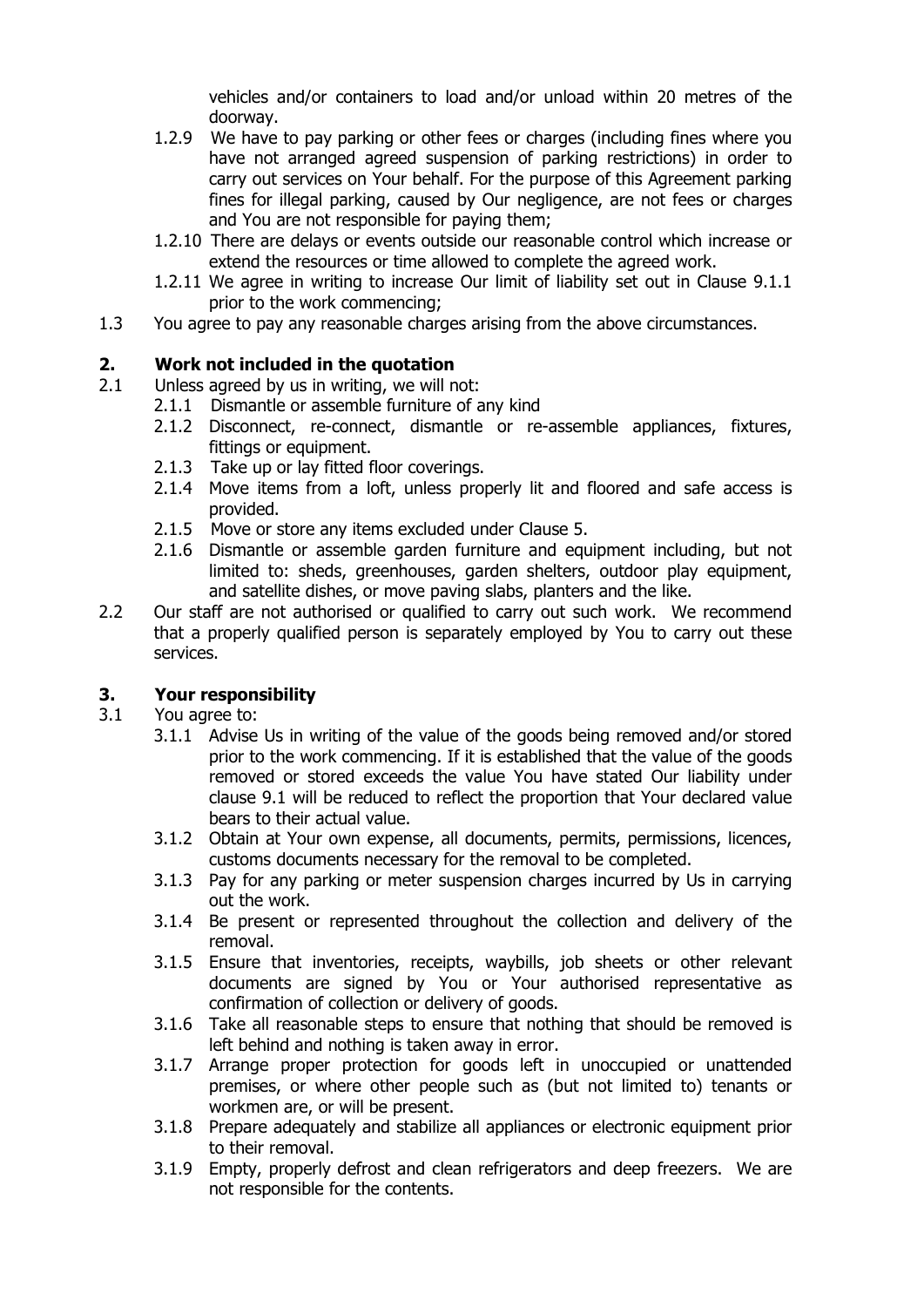vehicles and/or containers to load and/or unload within 20 metres of the doorway.

1.2.9 We have to pay parking or other fees or charges (including fines where you have not arranged agreed suspension of parking restrictions) in order to carry out services on Your behalf. For the purpose of this Agreement parking fines for illegal parking, caused by Our negligence, are not fees or charges and You are not responsible for paying them;

1.2.10 There are delays or events outside our reasonable control which increase or extend the resources or time allowed to complete the agreed work.

1.2.11 We agree in writing to increase Our limit of liability set out in Clause 9.1.1 prior to the work commencing;

1.3 You agree to pay any reasonable charges arising from the above circumstances.

## 2. Work not included in the quotation

2.1 Unless agreed by us in writing, we will not:

2.1.1 Dismantle or assemble furniture of any kind

2.1.2 Disconnect, re-connect, dismantle or re-assemble appliances, fixtures, fittings or equipment.

2.1.3 Take up or lay fitted floor coverings.

2.1.4 Move items from a loft, unless properly lit and floored and safe access is provided.

2.1.5 Move or store any items excluded under Clause 5.

2.1.6 Dismantle or assemble garden furniture and equipment including, but not limited to: sheds, greenhouses, garden shelters, outdoor play equipment, and satellite dishes, or move paving slabs, planters and the like.

2.2 Our staff are not authorised or qualified to carry out such work. We recommend that a properly qualified person is separately employed by You to carry out these services.

## 3. Your responsibility

3.1 You agree to:

3.1.1 Advise Us in writing of the value of the goods being removed and/or stored prior to the work commencing. If it is established that the value of the goods removed or stored exceeds the value You have stated Our liability under clause 9.1 will be reduced to reflect the proportion that Your declared value bears to their actual value.

3.1.2 Obtain at Your own expense, all documents, permits, permissions, licences, customs documents necessary for the removal to be completed.

3.1.3 Pay for any parking or meter suspension charges incurred by Us in carrying out the work.

3.1.4 Be present or represented throughout the collection and delivery of the removal.

3.1.5 Ensure that inventories, receipts, waybills, job sheets or other relevant documents are signed by You or Your authorised representative as confirmation of collection or delivery of goods.

3.1.6 Take all reasonable steps to ensure that nothing that should be removed is left behind and nothing is taken away in error.

3.1.7 Arrange proper protection for goods left in unoccupied or unattended premises, or where other people such as (but not limited to) tenants or workmen are, or will be present.

3.1.8 Prepare adequately and stabilize all appliances or electronic equipment prior to their removal.

3.1.9 Empty, properly defrost and clean refrigerators and deep freezers. We are not responsible for the contents.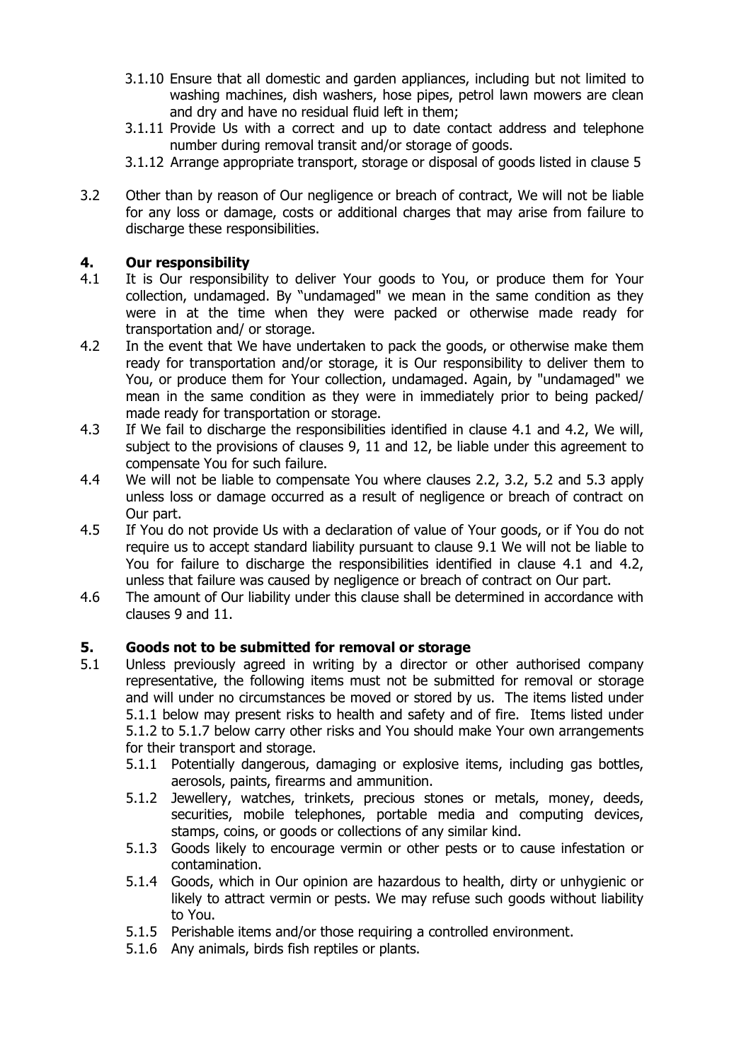3.1.10 Ensure that all domestic and garden appliances, including but not limited to washing machines, dish washers, hose pipes, petrol lawn mowers are clean and dry and have no residual fluid left in them;

3.1.11 Provide Us with a correct and up to date contact address and telephone number during removal transit and/or storage of goods.

3.1.12 Arrange appropriate transport, storage or disposal of goods listed in clause 5

3.2 Other than by reason of Our negligence or breach of contract, We will not be liable for any loss or damage, costs or additional charges that may arise from failure to discharge these responsibilities.

## 4. Our responsibility

4.1 It is Our responsibility to deliver Your goods to You, or produce them for Your collection, undamaged. By "undamaged" we mean in the same condition as they were in at the time when they were packed or otherwise made ready for transportation and/ or storage.

4.2 In the event that We have undertaken to pack the goods, or otherwise make them ready for transportation and/or storage, it is Our responsibility to deliver them to You, or produce them for Your collection, undamaged. Again, by "undamaged" we mean in the same condition as they were in immediately prior to being packed/ made ready for transportation or storage.

4.3 If We fail to discharge the responsibilities identified in clause 4.1 and 4.2, We will, subject to the provisions of clauses 9, 11 and 12, be liable under this agreement to compensate You for such failure.

4.4 We will not be liable to compensate You where clauses 2.2, 3.2, 5.2 and 5.3 apply unless loss or damage occurred as a result of negligence or breach of contract on Our part.

4.5 If You do not provide Us with a declaration of value of Your goods, or if You do not require us to accept standard liability pursuant to clause 9.1 We will not be liable to You for failure to discharge the responsibilities identified in clause 4.1 and 4.2, unless that failure was caused by negligence or breach of contract on Our part.

4.6 The amount of Our liability under this clause shall be determined in accordance with clauses 9 and 11.

## 5. Goods not to be submitted for removal or storage

5.1 Unless previously agreed in writing by a director or other authorised company representative, the following items must not be submitted for removal or storage and will under no circumstances be moved or stored by us. The items listed under 5.1.1 below may present risks to health and safety and of fire. Items listed under 5.1.2 to 5.1.7 below carry other risks and You should make Your own arrangements for their transport and storage.

5.1.1 Potentially dangerous, damaging or explosive items, including gas bottles, aerosols, paints, firearms and ammunition.

5.1.2 Jewellery, watches, trinkets, precious stones or metals, money, deeds, securities, mobile telephones, portable media and computing devices, stamps, coins, or goods or collections of any similar kind.

5.1.3 Goods likely to encourage vermin or other pests or to cause infestation or contamination.

5.1.4 Goods, which in Our opinion are hazardous to health, dirty or unhygienic or likely to attract vermin or pests. We may refuse such goods without liability to You.

5.1.5 Perishable items and/or those requiring a controlled environment.

5.1.6 Any animals, birds fish reptiles or plants.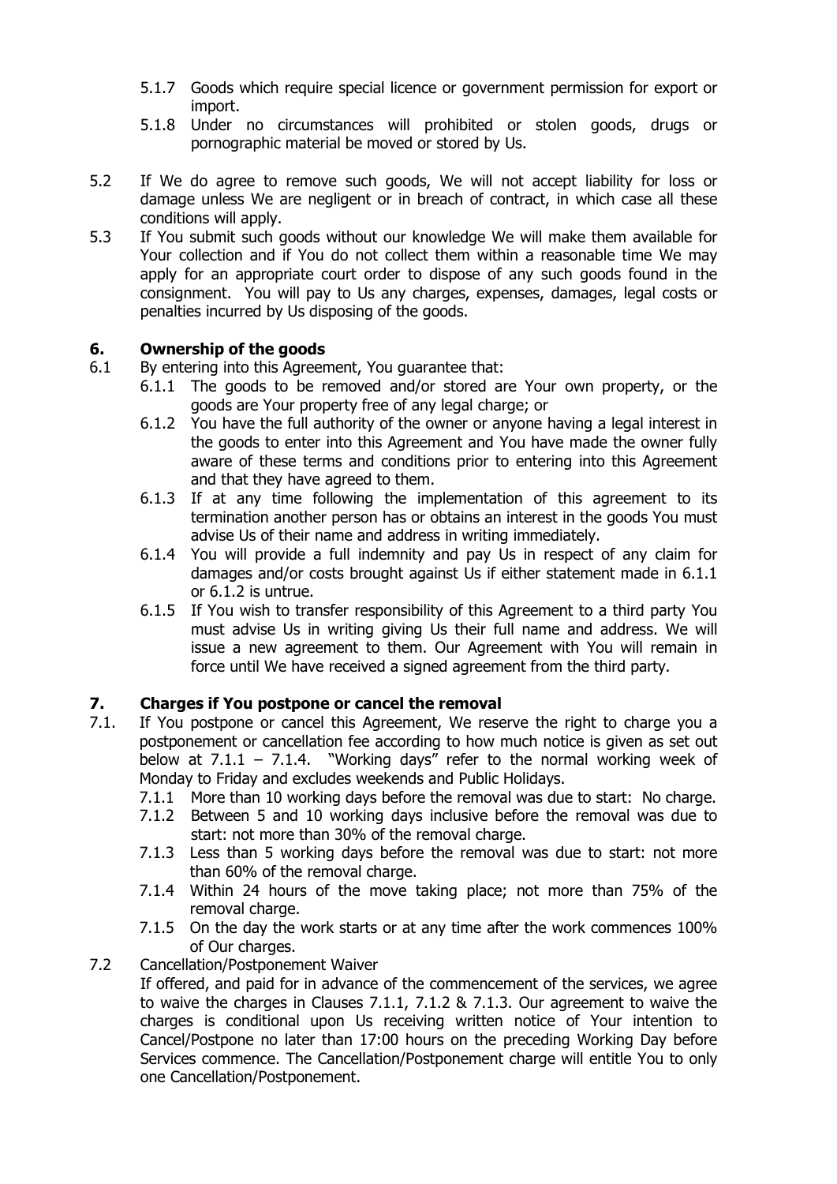- 5.1.7 Goods which require special licence or government permission for export or import.
- 5.1.8 Under no circumstances will prohibited or stolen goods, drugs or pornographic material be moved or stored by Us.

5.2 If We do agree to remove such goods, We will not accept liability for loss or damage unless We are negligent or in breach of contract, in which case all these conditions will apply.

5.3 If You submit such goods without our knowledge We will make them available for Your collection and if You do not collect them within a reasonable time We may apply for an appropriate court order to dispose of any such goods found in the consignment. You will pay to Us any charges, expenses, damages, legal costs or penalties incurred by Us disposing of the goods.

## 6. Ownership of the goods

6.1 By entering into this Agreement, You guarantee that:

- 6.1.1 The goods to be removed and/or stored are Your own property, or the goods are Your property free of any legal charge; or
- 6.1.2 You have the full authority of the owner or anyone having a legal interest in the goods to enter into this Agreement and You have made the owner fully aware of these terms and conditions prior to entering into this Agreement and that they have agreed to them.
- 6.1.3 If at any time following the implementation of this agreement to its termination another person has or obtains an interest in the goods You must advise Us of their name and address in writing immediately.
- 6.1.4 You will provide a full indemnity and pay Us in respect of any claim for damages and/or costs brought against Us if either statement made in 6.1.1 or 6.1.2 is untrue.
- 6.1.5 If You wish to transfer responsibility of this Agreement to a third party You must advise Us in writing giving Us their full name and address. We will issue a new agreement to them. Our Agreement with You will remain in force until We have received a signed agreement from the third party.

## 7. Charges if You postpone or cancel the removal

7.1. If You postpone or cancel this Agreement, We reserve the right to charge you a postponement or cancellation fee according to how much notice is given as set out below at 7.1.1 – 7.1.4. "Working days" refer to the normal working week of Monday to Friday and excludes weekends and Public Holidays.

- 7.1.1 More than 10 working days before the removal was due to start: No charge.
- 7.1.2 Between 5 and 10 working days inclusive before the removal was due to start: not more than 30% of the removal charge.
- 7.1.3 Less than 5 working days before the removal was due to start: not more than 60% of the removal charge.
- 7.1.4 Within 24 hours of the move taking place; not more than 75% of the removal charge.
- 7.1.5 On the day the work starts or at any time after the work commences 100% of Our charges.

7.2 Cancellation/Postponement Waiver

If offered, and paid for in advance of the commencement of the services, we agree to waive the charges in Clauses 7.1.1, 7.1.2 & 7.1.3. Our agreement to waive the charges is conditional upon Us receiving written notice of Your intention to Cancel/Postpone no later than 17:00 hours on the preceding Working Day before Services commence. The Cancellation/Postponement charge will entitle You to only one Cancellation/Postponement.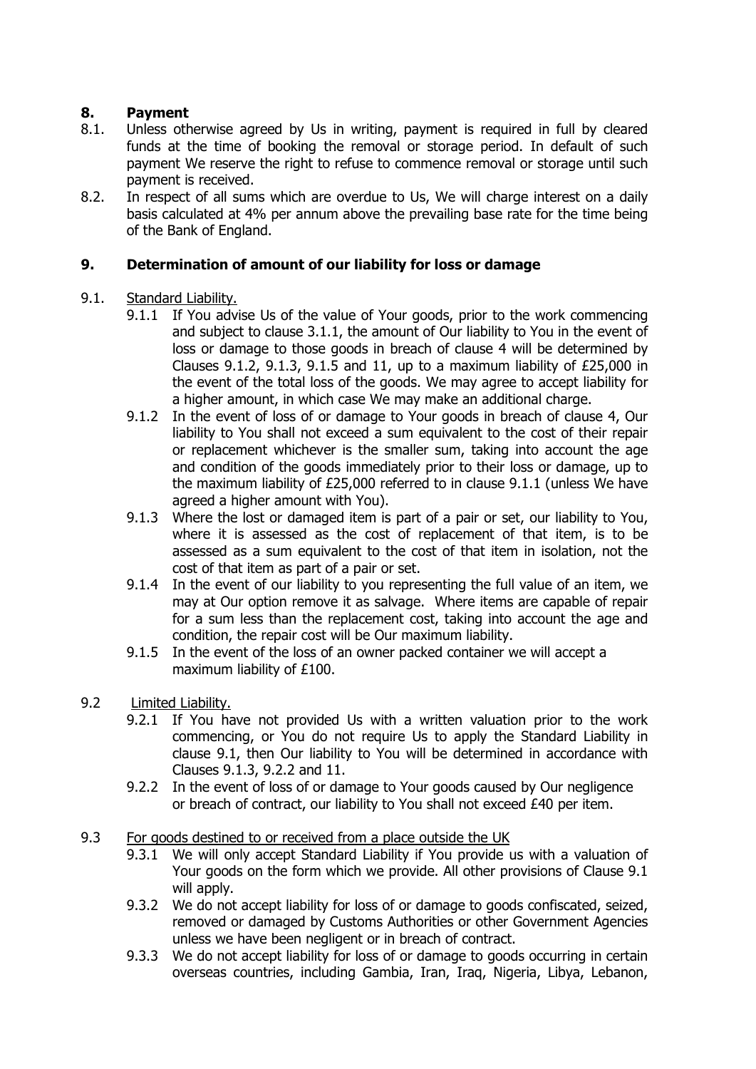## 8. Payment

8.1. Unless otherwise agreed by Us in writing, payment is required in full by cleared funds at the time of booking the removal or storage period. In default of such payment We reserve the right to refuse to commence removal or storage until such payment is received.

8.2. In respect of all sums which are overdue to Us, We will charge interest on a daily basis calculated at 4% per annum above the prevailing base rate for the time being of the Bank of England.

## 9. Determination of amount of our liability for loss or damage

9.1. <u>Standard Liability.</u>

9.1.1 If You advise Us of the value of Your goods, prior to the work commencing and subject to clause 3.1.1, the amount of Our liability to You in the event of loss or damage to those goods in breach of clause 4 will be determined by Clauses 9.1.2, 9.1.3, 9.1.5 and 11, up to a maximum liability of £25,000 in the event of the total loss of the goods. We may agree to accept liability for a higher amount, in which case We may make an additional charge.

9.1.2 In the event of loss of or damage to Your goods in breach of clause 4, Our liability to You shall not exceed a sum equivalent to the cost of their repair or replacement whichever is the smaller sum, taking into account the age and condition of the goods immediately prior to their loss or damage, up to the maximum liability of £25,000 referred to in clause 9.1.1 (unless We have agreed a higher amount with You).

9.1.3 Where the lost or damaged item is part of a pair or set, our liability to You, where it is assessed as the cost of replacement of that item, is to be assessed as a sum equivalent to the cost of that item in isolation, not the cost of that item as part of a pair or set.

9.1.4 In the event of our liability to you representing the full value of an item, we may at Our option remove it as salvage. Where items are capable of repair for a sum less than the replacement cost, taking into account the age and condition, the repair cost will be Our maximum liability.

9.1.5 In the event of the loss of an owner packed container we will accept a maximum liability of £100.

9.2 <u>Limited Liability.</u>

9.2.1 If You have not provided Us with a written valuation prior to the work commencing, or You do not require Us to apply the Standard Liability in clause 9.1, then Our liability to You will be determined in accordance with Clauses 9.1.3, 9.2.2 and 11.

9.2.2 In the event of loss of or damage to Your goods caused by Our negligence or breach of contract, our liability to You shall not exceed £40 per item.

9.3 <u>For goods destined to or received from a place outside the UK</u>

9.3.1 We will only accept Standard Liability if You provide us with a valuation of Your goods on the form which we provide. All other provisions of Clause 9.1 will apply.

9.3.2 We do not accept liability for loss of or damage to goods confiscated, seized, removed or damaged by Customs Authorities or other Government Agencies unless we have been negligent or in breach of contract.

9.3.3 We do not accept liability for loss of or damage to goods occurring in certain overseas countries, including Gambia, Iran, Iraq, Nigeria, Libya, Lebanon,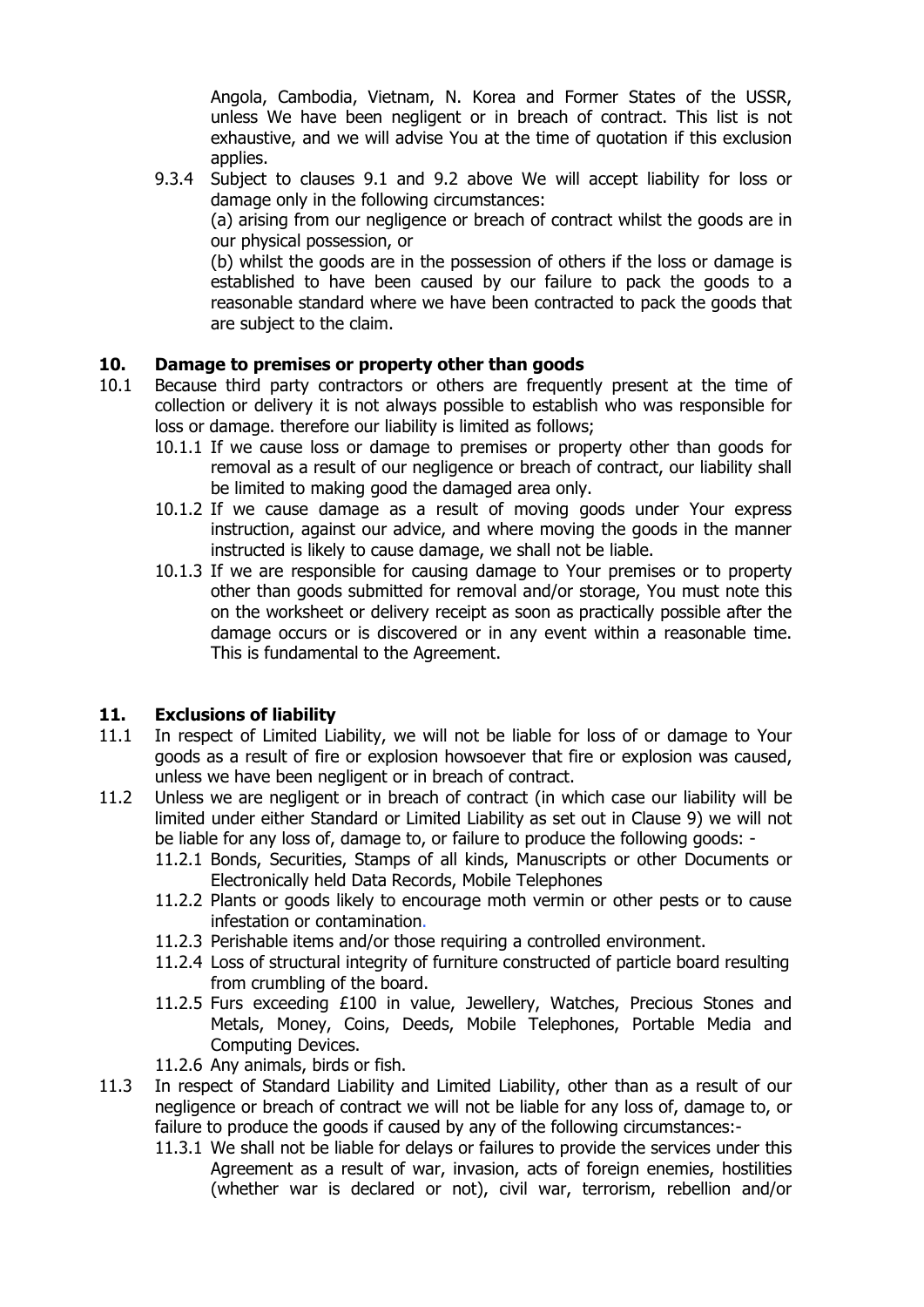Angola, Cambodia, Vietnam, N. Korea and Former States of the USSR, unless We have been negligent or in breach of contract. This list is not exhaustive, and we will advise You at the time of quotation if this exclusion applies.

9.3.4 Subject to clauses 9.1 and 9.2 above We will accept liability for loss or damage only in the following circumstances:

(a) arising from our negligence or breach of contract whilst the goods are in our physical possession, or

(b) whilst the goods are in the possession of others if the loss or damage is established to have been caused by our failure to pack the goods to a reasonable standard where we have been contracted to pack the goods that are subject to the claim.

## 10. Damage to premises or property other than goods

10.1 Because third party contractors or others are frequently present at the time of collection or delivery it is not always possible to establish who was responsible for loss or damage. therefore our liability is limited as follows;

10.1.1 If we cause loss or damage to premises or property other than goods for removal as a result of our negligence or breach of contract, our liability shall be limited to making good the damaged area only.

10.1.2 If we cause damage as a result of moving goods under Your express instruction, against our advice, and where moving the goods in the manner instructed is likely to cause damage, we shall not be liable.

10.1.3 If we are responsible for causing damage to Your premises or to property other than goods submitted for removal and/or storage, You must note this on the worksheet or delivery receipt as soon as practically possible after the damage occurs or is discovered or in any event within a reasonable time. This is fundamental to the Agreement.

## 11. Exclusions of liability

11.1 In respect of Limited Liability, we will not be liable for loss of or damage to Your goods as a result of fire or explosion howsoever that fire or explosion was caused, unless we have been negligent or in breach of contract.

11.2 Unless we are negligent or in breach of contract (in which case our liability will be limited under either Standard or Limited Liability as set out in Clause 9) we will not be liable for any loss of, damage to, or failure to produce the following goods: -

11.2.1 Bonds, Securities, Stamps of all kinds, Manuscripts or other Documents or Electronically held Data Records, Mobile Telephones

11.2.2 Plants or goods likely to encourage moth vermin or other pests or to cause infestation or contamination.

11.2.3 Perishable items and/or those requiring a controlled environment.

11.2.4 Loss of structural integrity of furniture constructed of particle board resulting from crumbling of the board.

11.2.5 Furs exceeding £100 in value, Jewellery, Watches, Precious Stones and Metals, Money, Coins, Deeds, Mobile Telephones, Portable Media and Computing Devices.

11.2.6 Any animals, birds or fish.

11.3 In respect of Standard Liability and Limited Liability, other than as a result of our negligence or breach of contract we will not be liable for any loss of, damage to, or failure to produce the goods if caused by any of the following circumstances:-

11.3.1 We shall not be liable for delays or failures to provide the services under this Agreement as a result of war, invasion, acts of foreign enemies, hostilities (whether war is declared or not), civil war, terrorism, rebellion and/or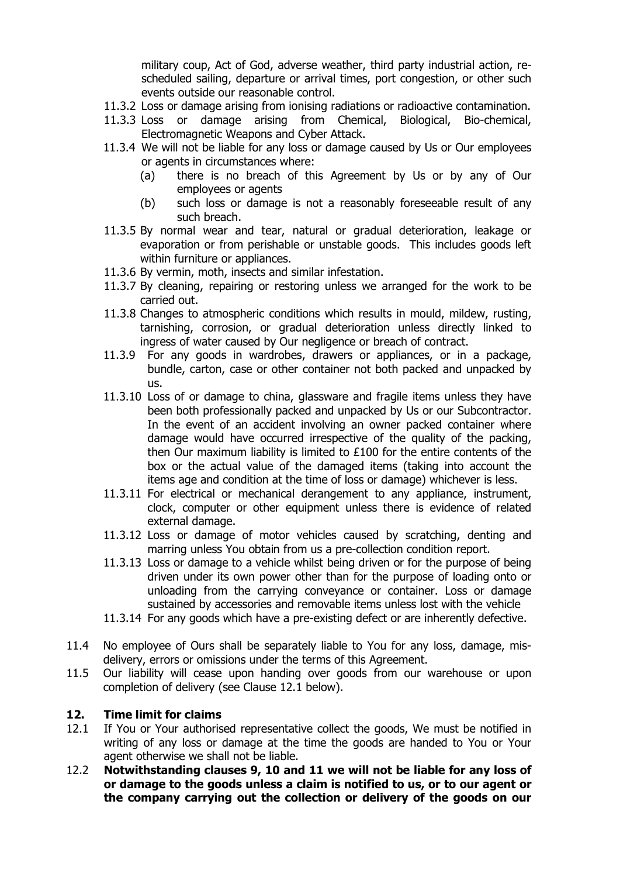military coup, Act of God, adverse weather, third party industrial action, re-scheduled sailing, departure or arrival times, port congestion, or other such events outside our reasonable control.

11.3.2 Loss or damage arising from ionising radiations or radioactive contamination.

11.3.3 Loss or damage arising from Chemical, Biological, Bio-chemical, Electromagnetic Weapons and Cyber Attack.

11.3.4 We will not be liable for any loss or damage caused by Us or Our employees or agents in circumstances where:

(a) there is no breach of this Agreement by Us or by any of Our employees or agents

(b) such loss or damage is not a reasonably foreseeable result of any such breach.

11.3.5 By normal wear and tear, natural or gradual deterioration, leakage or evaporation or from perishable or unstable goods. This includes goods left within furniture or appliances.

11.3.6 By vermin, moth, insects and similar infestation.

11.3.7 By cleaning, repairing or restoring unless we arranged for the work to be carried out.

11.3.8 Changes to atmospheric conditions which results in mould, mildew, rusting, tarnishing, corrosion, or gradual deterioration unless directly linked to ingress of water caused by Our negligence or breach of contract.

11.3.9 For any goods in wardrobes, drawers or appliances, or in a package, bundle, carton, case or other container not both packed and unpacked by us.

11.3.10 Loss of or damage to china, glassware and fragile items unless they have been both professionally packed and unpacked by Us or our Subcontractor. In the event of an accident involving an owner packed container where damage would have occurred irrespective of the quality of the packing, then Our maximum liability is limited to £100 for the entire contents of the box or the actual value of the damaged items (taking into account the items age and condition at the time of loss or damage) whichever is less.

11.3.11 For electrical or mechanical derangement to any appliance, instrument, clock, computer or other equipment unless there is evidence of related external damage.

11.3.12 Loss or damage of motor vehicles caused by scratching, denting and marring unless You obtain from us a pre-collection condition report.

11.3.13 Loss or damage to a vehicle whilst being driven or for the purpose of being driven under its own power other than for the purpose of loading onto or unloading from the carrying conveyance or container. Loss or damage sustained by accessories and removable items unless lost with the vehicle

11.3.14 For any goods which have a pre-existing defect or are inherently defective.

11.4 No employee of Ours shall be separately liable to You for any loss, damage, mis-delivery, errors or omissions under the terms of this Agreement.

11.5 Our liability will cease upon handing over goods from our warehouse or upon completion of delivery (see Clause 12.1 below).

## 12. Time limit for claims

12.1 If You or Your authorised representative collect the goods, We must be notified in writing of any loss or damage at the time the goods are handed to You or Your agent otherwise we shall not be liable.

12.2 **Notwithstanding clauses 9, 10 and 11 we will not be liable for any loss of or damage to the goods unless a claim is notified to us, or to our agent or the company carrying out the collection or delivery of the goods on our**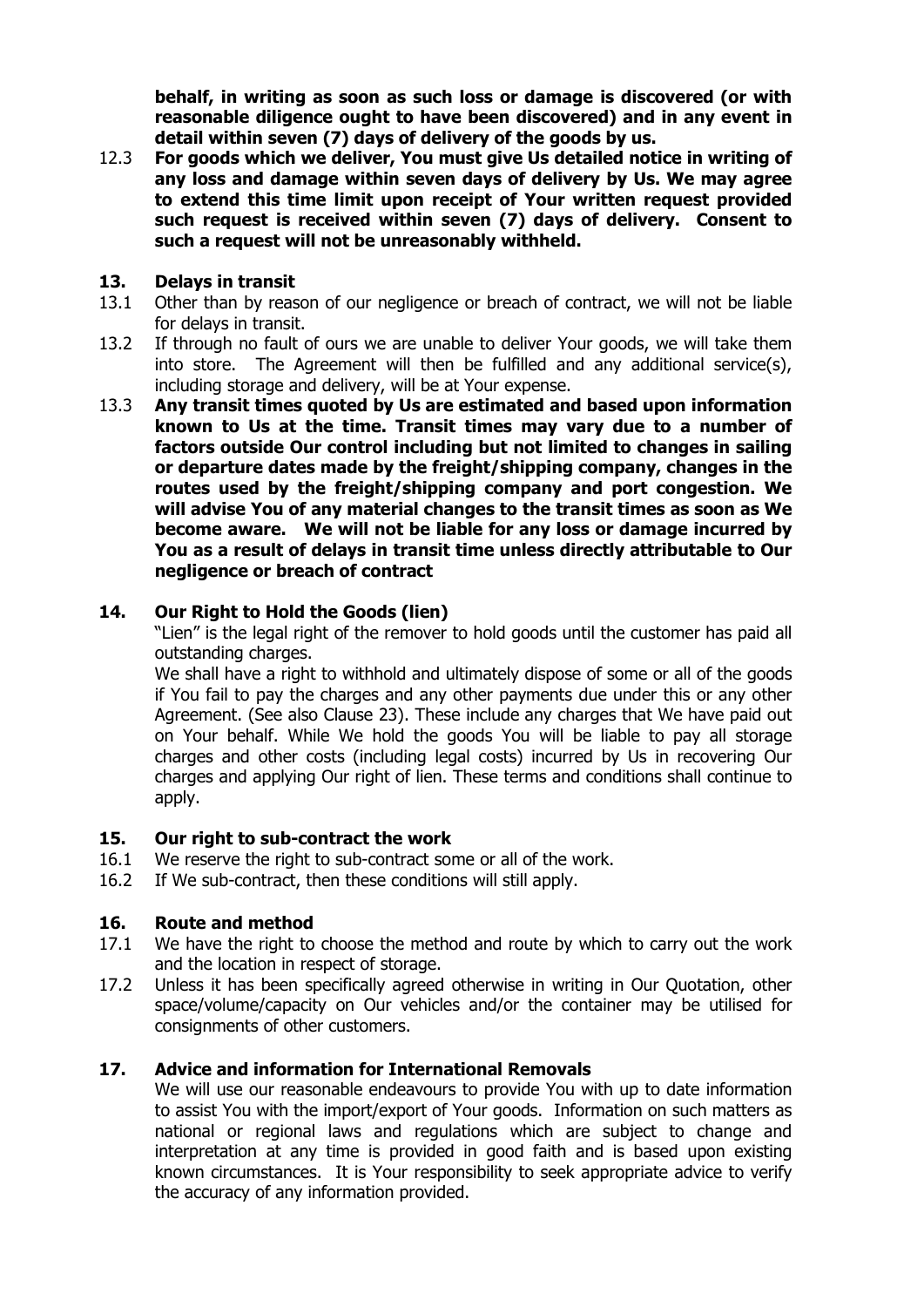**behalf, in writing as soon as such loss or damage is discovered (or with reasonable diligence ought to have been discovered) and in any event in detail within seven (7) days of delivery of the goods by us.**

12.3 **For goods which we deliver, You must give Us detailed notice in writing of any loss and damage within seven days of delivery by Us. We may agree to extend this time limit upon receipt of Your written request provided such request is received within seven (7) days of delivery. Consent to such a request will not be unreasonably withheld.**

## 13. Delays in transit

13.1 Other than by reason of our negligence or breach of contract, we will not be liable for delays in transit.

13.2 If through no fault of ours we are unable to deliver Your goods, we will take them into store. The Agreement will then be fulfilled and any additional service(s), including storage and delivery, will be at Your expense.

13.3 **Any transit times quoted by Us are estimated and based upon information known to Us at the time. Transit times may vary due to a number of factors outside Our control including but not limited to changes in sailing or departure dates made by the freight/shipping company, changes in the routes used by the freight/shipping company and port congestion. We will advise You of any material changes to the transit times as soon as We become aware. We will not be liable for any loss or damage incurred by You as a result of delays in transit time unless directly attributable to Our negligence or breach of contract**

## 14. Our Right to Hold the Goods (lien)

"Lien" is the legal right of the remover to hold goods until the customer has paid all outstanding charges.

We shall have a right to withhold and ultimately dispose of some or all of the goods if You fail to pay the charges and any other payments due under this or any other Agreement. (See also Clause 23). These include any charges that We have paid out on Your behalf. While We hold the goods You will be liable to pay all storage charges and other costs (including legal costs) incurred by Us in recovering Our charges and applying Our right of lien. These terms and conditions shall continue to apply.

## 15. Our right to sub-contract the work

16.1 We reserve the right to sub-contract some or all of the work.

16.2 If We sub-contract, then these conditions will still apply.

## 16. Route and method

17.1 We have the right to choose the method and route by which to carry out the work and the location in respect of storage.

17.2 Unless it has been specifically agreed otherwise in writing in Our Quotation, other space/volume/capacity on Our vehicles and/or the container may be utilised for consignments of other customers.

## 17. Advice and information for International Removals

We will use our reasonable endeavours to provide You with up to date information to assist You with the import/export of Your goods. Information on such matters as national or regional laws and regulations which are subject to change and interpretation at any time is provided in good faith and is based upon existing known circumstances. It is Your responsibility to seek appropriate advice to verify the accuracy of any information provided.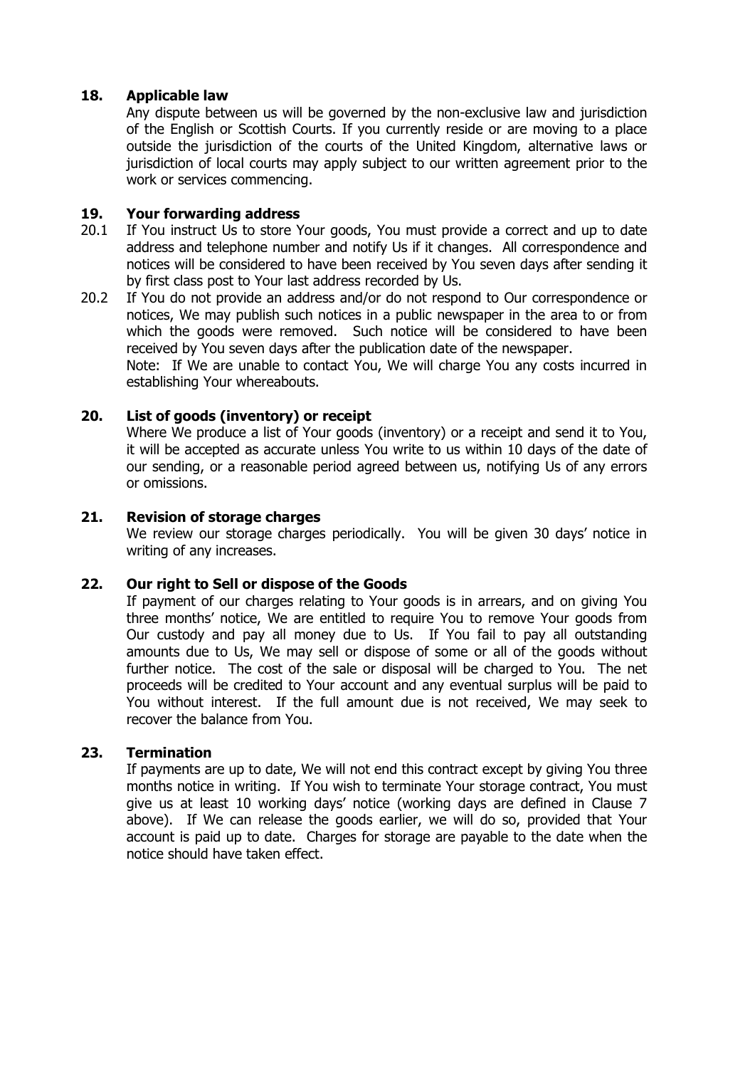## 18. Applicable law

Any dispute between us will be governed by the non-exclusive law and jurisdiction of the English or Scottish Courts. If you currently reside or are moving to a place outside the jurisdiction of the courts of the United Kingdom, alternative laws or jurisdiction of local courts may apply subject to our written agreement prior to the work or services commencing.

## 19. Your forwarding address

20.1 If You instruct Us to store Your goods, You must provide a correct and up to date address and telephone number and notify Us if it changes. All correspondence and notices will be considered to have been received by You seven days after sending it by first class post to Your last address recorded by Us.

20.2 If You do not provide an address and/or do not respond to Our correspondence or notices, We may publish such notices in a public newspaper in the area to or from which the goods were removed. Such notice will be considered to have been received by You seven days after the publication date of the newspaper.
Note: If We are unable to contact You, We will charge You any costs incurred in establishing Your whereabouts.

## 20. List of goods (inventory) or receipt

Where We produce a list of Your goods (inventory) or a receipt and send it to You, it will be accepted as accurate unless You write to us within 10 days of the date of our sending, or a reasonable period agreed between us, notifying Us of any errors or omissions.

## 21. Revision of storage charges

We review our storage charges periodically. You will be given 30 days' notice in writing of any increases.

## 22. Our right to Sell or dispose of the Goods

If payment of our charges relating to Your goods is in arrears, and on giving You three months' notice, We are entitled to require You to remove Your goods from Our custody and pay all money due to Us. If You fail to pay all outstanding amounts due to Us, We may sell or dispose of some or all of the goods without further notice. The cost of the sale or disposal will be charged to You. The net proceeds will be credited to Your account and any eventual surplus will be paid to You without interest. If the full amount due is not received, We may seek to recover the balance from You.

## 23. Termination

If payments are up to date, We will not end this contract except by giving You three months notice in writing. If You wish to terminate Your storage contract, You must give us at least 10 working days' notice (working days are defined in Clause 7 above). If We can release the goods earlier, we will do so, provided that Your account is paid up to date. Charges for storage are payable to the date when the notice should have taken effect.